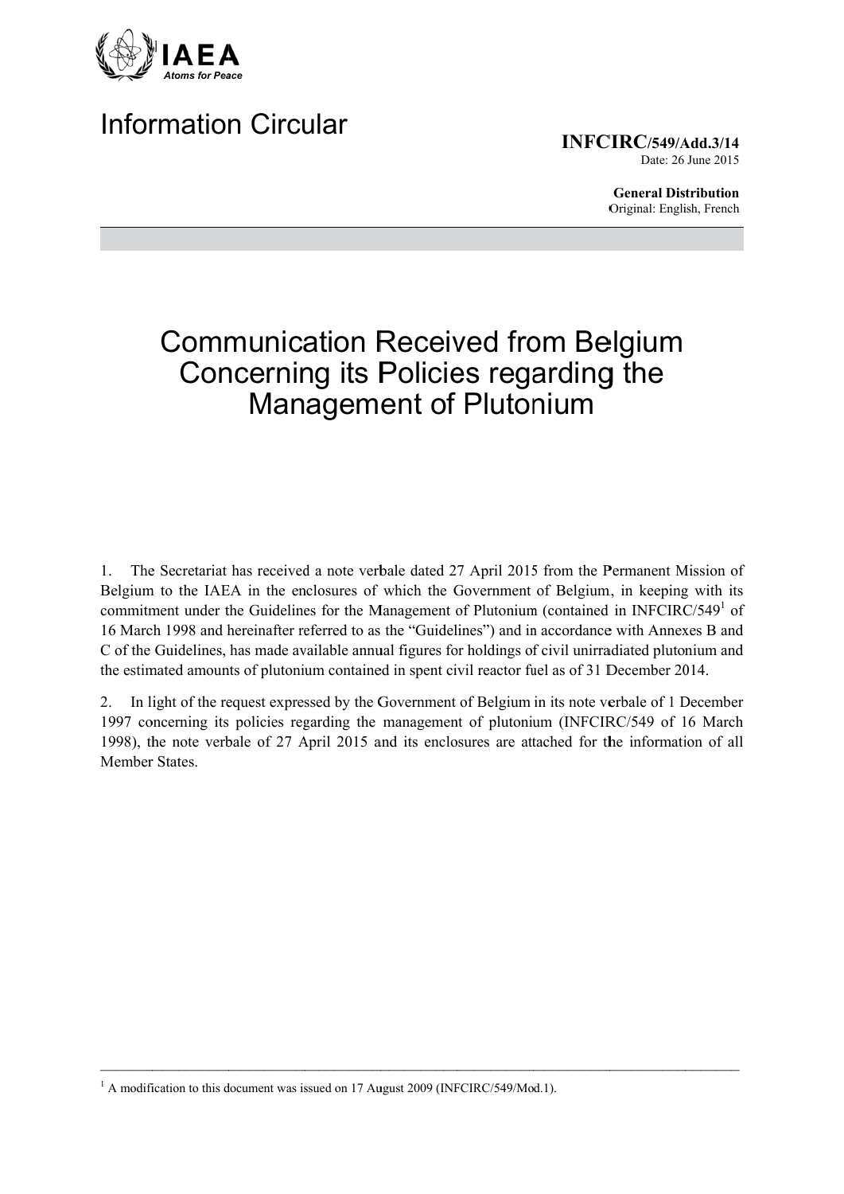IAEA

*Atoms for Peace*

# Information Circular

**INFCIRC/549/Add.3/14**
Date: 26 June 2015

**General Distribution**
Original: English, French

# Communication Received from Belgium Concerning its Policies regarding the Management of Plutonium

1. The Secretariat has received a note verbale dated 27 April 2015 from the Permanent Mission of Belgium to the IAEA in the enclosures of which the Government of Belgium, in keeping with its commitment under the Guidelines for the Management of Plutonium (contained in INFCIRC/549[1] of 16 March 1998 and hereinafter referred to as the "Guidelines") and in accordance with Annexes B and C of the Guidelines, has made available annual figures for holdings of civil unirradiated plutonium and the estimated amounts of plutonium contained in spent civil reactor fuel as of 31 December 2014.

2. In light of the request expressed by the Government of Belgium in its note verbale of 1 December 1997 concerning its policies regarding the management of plutonium (INFCIRC/549 of 16 March 1998), the note verbale of 27 April 2015 and its enclosures are attached for the information of all Member States.

---

[1] A modification to this document was issued on 17 August 2009 (INFCIRC/549/Mod.1).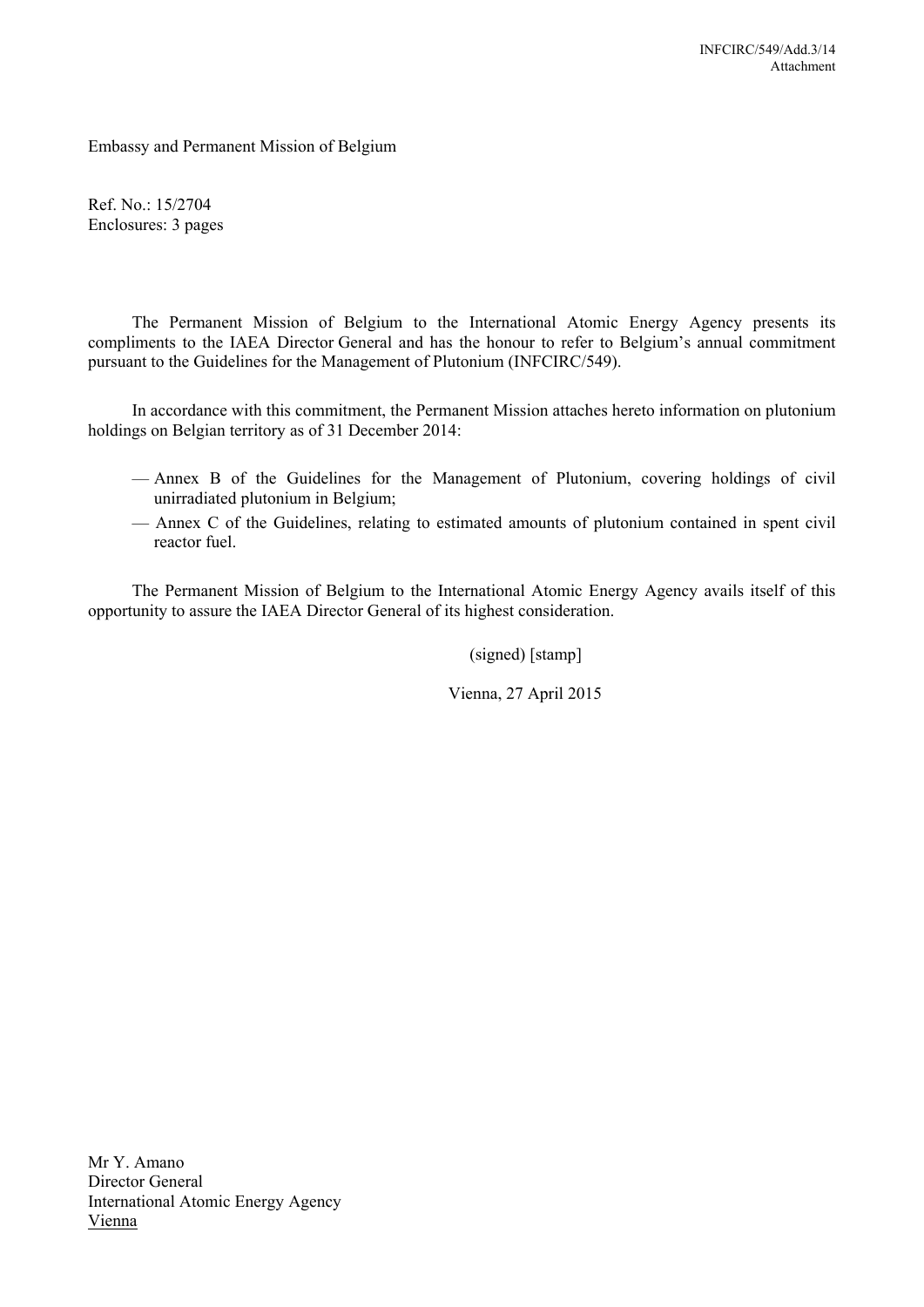Embassy and Permanent Mission of Belgium

Ref. No.: 15/2704
Enclosures: 3 pages

The Permanent Mission of Belgium to the International Atomic Energy Agency presents its compliments to the IAEA Director General and has the honour to refer to Belgium's annual commitment pursuant to the Guidelines for the Management of Plutonium (INFCIRC/549).

In accordance with this commitment, the Permanent Mission attaches hereto information on plutonium holdings on Belgian territory as of 31 December 2014:

- Annex B of the Guidelines for the Management of Plutonium, covering holdings of civil unirradiated plutonium in Belgium;
- Annex C of the Guidelines, relating to estimated amounts of plutonium contained in spent civil reactor fuel.

The Permanent Mission of Belgium to the International Atomic Energy Agency avails itself of this opportunity to assure the IAEA Director General of its highest consideration.

(signed) [stamp]

Vienna, 27 April 2015

Mr Y. Amano
Director General
International Atomic Energy Agency
Vienna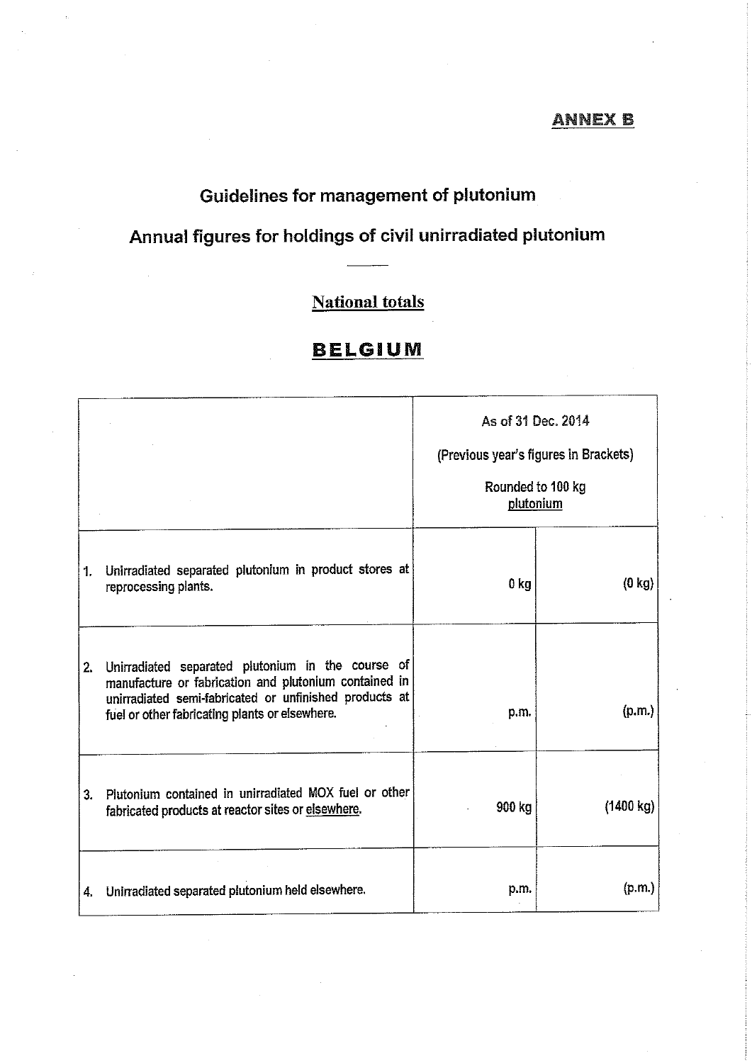**ANNEX B**

## Guidelines for management of plutonium

## Annual figures for holdings of civil unirradiated plutonium

### National totals

# BELGIUM

| | As of 31 Dec. 2014<br>(Previous year's figures in Brackets)<br>Rounded to 100 kg plutonium | |
|---|---|---|
| 1. Unirradiated separated plutonium in product stores at reprocessing plants. | 0 kg | (0 kg) |
| 2. Unirradiated separated plutonium in the course of manufacture or fabrication and plutonium contained in unirradiated semi-fabricated or unfinished products at fuel or other fabricating plants or elsewhere. | p.m. | (p.m.) |
| 3. Plutonium contained in unirradiated MOX fuel or other fabricated products at reactor sites or elsewhere. | 900 kg | (1400 kg) |
| 4. Unirradiated separated plutonium held elsewhere. | p.m. | (p.m.) |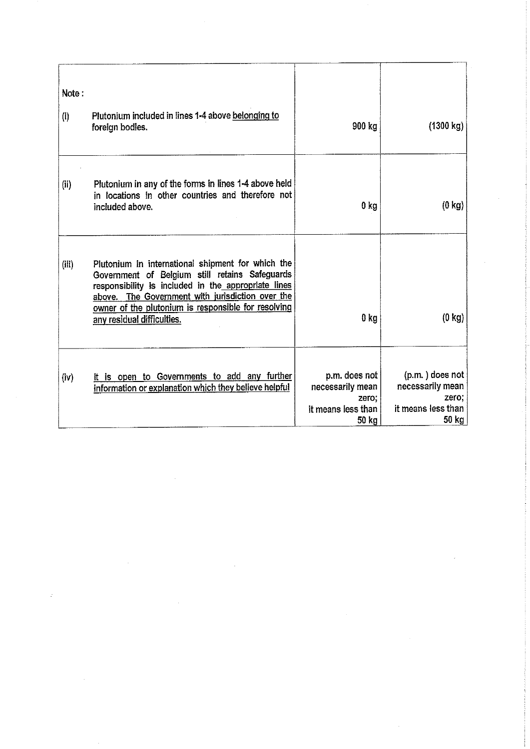| Note : | | | |
|---|---|---|---|
| (i) | Plutonium included in lines 1-4 above belonging to foreign bodies. | 900 kg | (1300 kg) |
| (ii) | Plutonium in any of the forms in lines 1-4 above held in locations in other countries and therefore not included above. | 0 kg | (0 kg) |
| (iii) | Plutonium in international shipment for which the Government of Belgium still retains Safeguards responsibility is included in the appropriate lines above. The Government with jurisdiction over the owner of the plutonium is responsible for resolving any residual difficulties. | 0 kg | (0 kg) |
| (iv) | It is open to Governments to add any further information or explanation which they believe helpful | p.m. does not necessarily mean zero; it means less than 50 kg | (p.m. ) does not necessarily mean zero; it means less than 50 kg |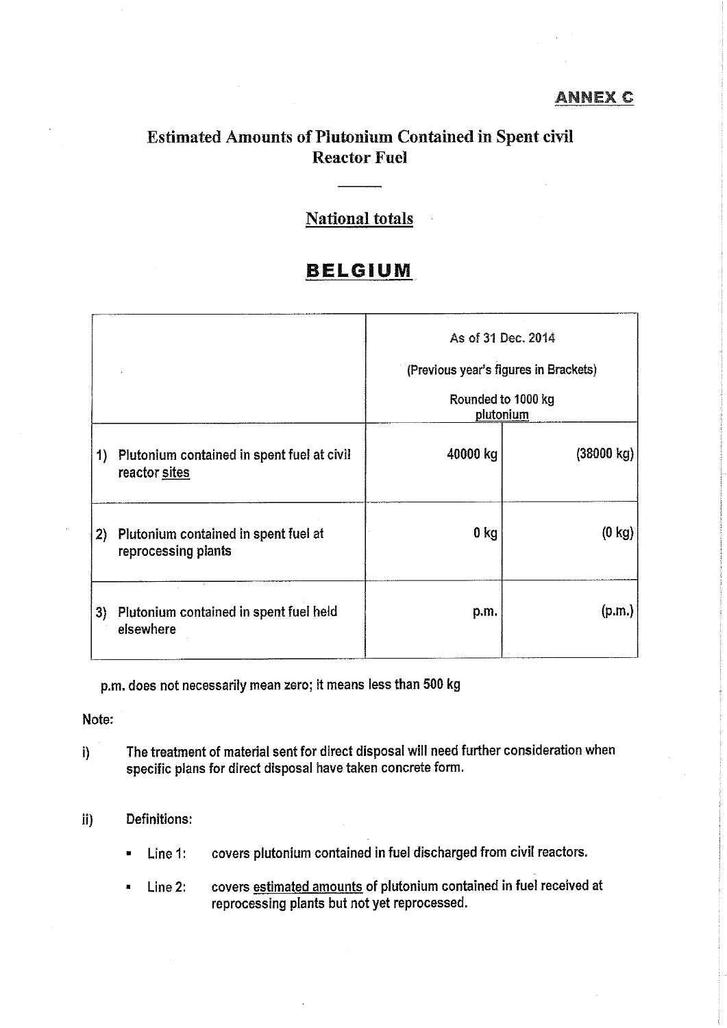**ANNEX C**

# Estimated Amounts of Plutonium Contained in Spent civil Reactor Fuel

## National totals

## BELGIUM

| | As of 31 Dec. 2014<br><br>(Previous year's figures in Brackets)<br><br>Rounded to 1000 kg plutonium | |
|---|---|---|
| 1) Plutonium contained in spent fuel at civil reactor sites | 40000 kg | (38000 kg) |
| 2) Plutonium contained in spent fuel at reprocessing plants | 0 kg | (0 kg) |
| 3) Plutonium contained in spent fuel held elsewhere | p.m. | (p.m.) |

p.m. does not necessarily mean zero; it means less than 500 kg

Note:

i) The treatment of material sent for direct disposal will need further consideration when specific plans for direct disposal have taken concrete form.

ii) Definitions:

- Line 1: covers plutonium contained in fuel discharged from civil reactors.
- Line 2: covers estimated amounts of plutonium contained in fuel received at reprocessing plants but not yet reprocessed.